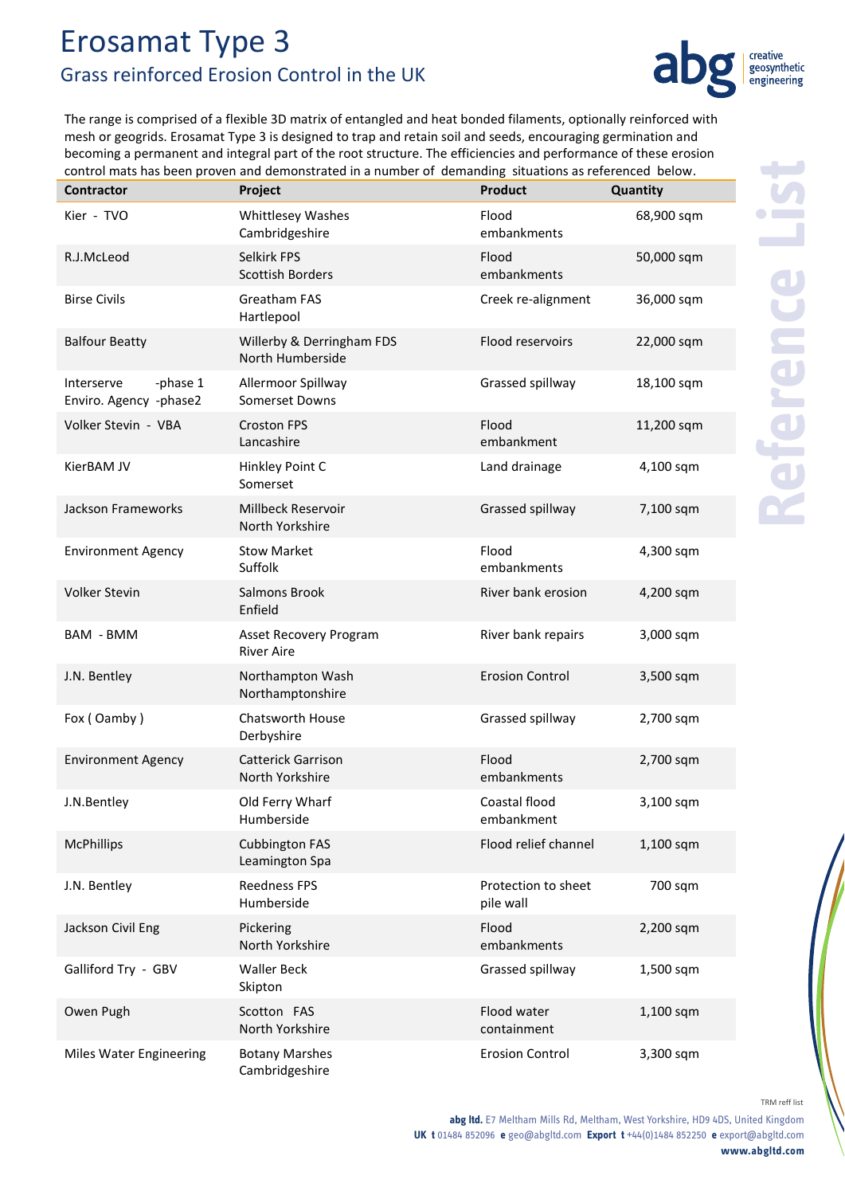# Erosamat Type 3

## Grass reinforced Erosion Control in the UK

abg creative geosynthetic engineering

The range is comprised of a flexible 3D matrix of entangled and heat bonded filaments, optionally reinforced with mesh or geogrids. Erosamat Type 3 is designed to trap and retain soil and seeds, encouraging germination and becoming a permanent and integral part of the root structure. The efficiencies and performance of these erosion control mats has been proven and demonstrated in a number of demanding situations as referenced below.

Reference List

| Contractor | Project | Product | Quantity |
|---|---|---|---|
| Kier - TVO | Whittlesey Washes Cambridgeshire | Flood embankments | 68,900 sqm |
| R.J.McLeod | Selkirk FPS Scottish Borders | Flood embankments | 50,000 sqm |
| Birse Civils | Greatham FAS Hartlepool | Creek re-alignment | 36,000 sqm |
| Balfour Beatty | Willerby & Derringham FDS North Humberside | Flood reservoirs | 22,000 sqm |
| Interserve -phase 1 Enviro. Agency -phase2 | Allermoor Spillway Somerset Downs | Grassed spillway | 18,100 sqm |
| Volker Stevin - VBA | Croston FPS Lancashire | Flood embankment | 11,200 sqm |
| KierBAM JV | Hinkley Point C Somerset | Land drainage | 4,100 sqm |
| Jackson Frameworks | Millbeck Reservoir North Yorkshire | Grassed spillway | 7,100 sqm |
| Environment Agency | Stow Market Suffolk | Flood embankments | 4,300 sqm |
| Volker Stevin | Salmons Brook Enfield | River bank erosion | 4,200 sqm |
| BAM - BMM | Asset Recovery Program River Aire | River bank repairs | 3,000 sqm |
| J.N. Bentley | Northampton Wash Northamptonshire | Erosion Control | 3,500 sqm |
| Fox ( Oamby ) | Chatsworth House Derbyshire | Grassed spillway | 2,700 sqm |
| Environment Agency | Catterick Garrison North Yorkshire | Flood embankments | 2,700 sqm |
| J.N.Bentley | Old Ferry Wharf Humberside | Coastal flood embankment | 3,100 sqm |
| McPhillips | Cubbington FAS Leamington Spa | Flood relief channel | 1,100 sqm |
| J.N. Bentley | Reedness FPS Humberside | Protection to sheet pile wall | 700 sqm |
| Jackson Civil Eng | Pickering North Yorkshire | Flood embankments | 2,200 sqm |
| Galliford Try - GBV | Waller Beck Skipton | Grassed spillway | 1,500 sqm |
| Owen Pugh | Scotton FAS North Yorkshire | Flood water containment | 1,100 sqm |
| Miles Water Engineering | Botany Marshes Cambridgeshire | Erosion Control | 3,300 sqm |

TRM reff list

**abg ltd.** E7 Meltham Mills Rd, Meltham, West Yorkshire, HD9 4DS, United Kingdom
**UK t** 01484 852096 **e** geo@abgltd.com **Export t** +44(0)1484 852250 **e** export@abgltd.com
**www.abgltd.com**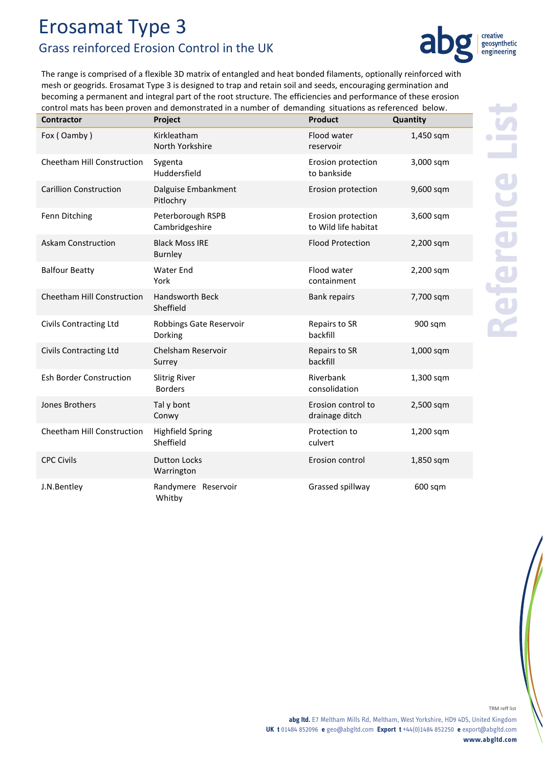# Erosamat Type 3

## Grass reinforced Erosion Control in the UK

The range is comprised of a flexible 3D matrix of entangled and heat bonded filaments, optionally reinforced with mesh or geogrids. Erosamat Type 3 is designed to trap and retain soil and seeds, encouraging germination and becoming a permanent and integral part of the root structure. The efficiencies and performance of these erosion control mats has been proven and demonstrated in a number of demanding situations as referenced below.

**Reference List**

| Contractor | Project | Product | Quantity |
|---|---|---|---|
| Fox ( Oamby ) | Kirkleatham North Yorkshire | Flood water reservoir | 1,450 sqm |
| Cheetham Hill Construction | Sygenta Huddersfield | Erosion protection to bankside | 3,000 sqm |
| Carillion Construction | Dalguise Embankment Pitlochry | Erosion protection | 9,600 sqm |
| Fenn Ditching | Peterborough RSPB Cambridgeshire | Erosion protection to Wild life habitat | 3,600 sqm |
| Askam Construction | Black Moss IRE Burnley | Flood Protection | 2,200 sqm |
| Balfour Beatty | Water End York | Flood water containment | 2,200 sqm |
| Cheetham Hill Construction | Handsworth Beck Sheffield | Bank repairs | 7,700 sqm |
| Civils Contracting Ltd | Robbings Gate Reservoir Dorking | Repairs to SR backfill | 900 sqm |
| Civils Contracting Ltd | Chelsham Reservoir Surrey | Repairs to SR backfill | 1,000 sqm |
| Esh Border Construction | Slitrig River Borders | Riverbank consolidation | 1,300 sqm |
| Jones Brothers | Tal y bont Conwy | Erosion control to drainage ditch | 2,500 sqm |
| Cheetham Hill Construction | Highfield Spring Sheffield | Protection to culvert | 1,200 sqm |
| CPC Civils | Dutton Locks Warrington | Erosion control | 1,850 sqm |
| J.N.Bentley | Randymere Reservoir Whitby | Grassed spillway | 600 sqm |

TRM reff list

**abg ltd.** E7 Meltham Mills Rd, Meltham, West Yorkshire, HD9 4DS, United Kingdom
**UK t** 01484 852096 **e** geo@abgltd.com **Export t** +44(0)1484 852250 **e** export@abgltd.com
**www.abgltd.com**